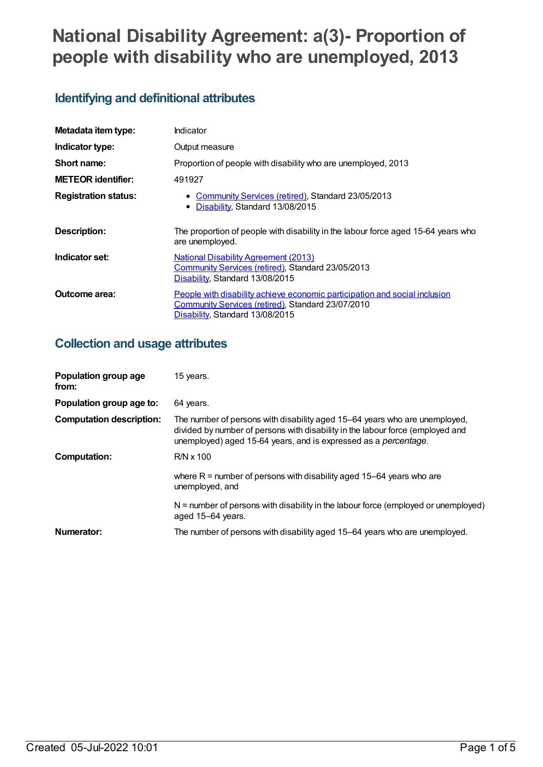# National Disability Agreement: a(3)- Proportion of people with disability who are unemployed, 2013

## Identifying and definitional attributes

| | |
|---|---|
| **Metadata item type:** | Indicator |
| **Indicator type:** | Output measure |
| **Short name:** | Proportion of people with disability who are unemployed, 2013 |
| **METEOR identifier:** | 491927 |
| **Registration status:** | • Community Services (retired), Standard 23/05/2013<br>• Disability, Standard 13/08/2015 |
| **Description:** | The proportion of people with disability in the labour force aged 15-64 years who are unemployed. |
| **Indicator set:** | National Disability Agreement (2013)<br>Community Services (retired), Standard 23/05/2013<br>Disability, Standard 13/08/2015 |
| **Outcome area:** | People with disability achieve economic participation and social inclusion<br>Community Services (retired), Standard 23/07/2010<br>Disability, Standard 13/08/2015 |

## Collection and usage attributes

| | |
|---|---|
| **Population group age from:** | 15 years. |
| **Population group age to:** | 64 years. |
| **Computation description:** | The number of persons with disability aged 15–64 years who are unemployed, divided by number of persons with disability in the labour force (employed and unemployed) aged 15-64 years, and is expressed as a *percentage*. |
| **Computation:** | R/N x 100<br><br>where R = number of persons with disability aged 15–64 years who are unemployed, and<br><br>N = number of persons with disability in the labour force (employed or unemployed) aged 15–64 years. |
| **Numerator:** | The number of persons with disability aged 15–64 years who are unemployed. |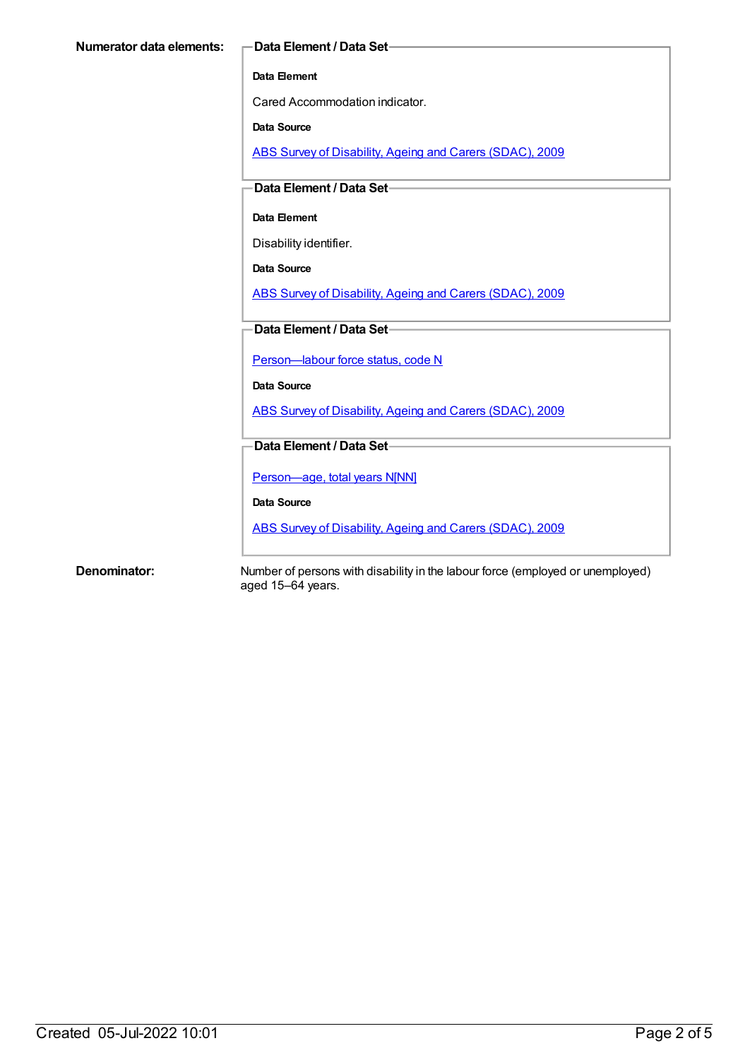**Numerator data elements:**

**Data Element / Data Set**

**Data Element**

Cared Accommodation indicator.

**Data Source**

ABS Survey of Disability, Ageing and Carers (SDAC), 2009

**Data Element / Data Set**

**Data Element**

Disability identifier.

**Data Source**

ABS Survey of Disability, Ageing and Carers (SDAC), 2009

**Data Element / Data Set**

Person—labour force status, code N

**Data Source**

ABS Survey of Disability, Ageing and Carers (SDAC), 2009

**Data Element / Data Set**

Person—age, total years N[NN]

**Data Source**

ABS Survey of Disability, Ageing and Carers (SDAC), 2009

**Denominator:**

Number of persons with disability in the labour force (employed or unemployed) aged 15–64 years.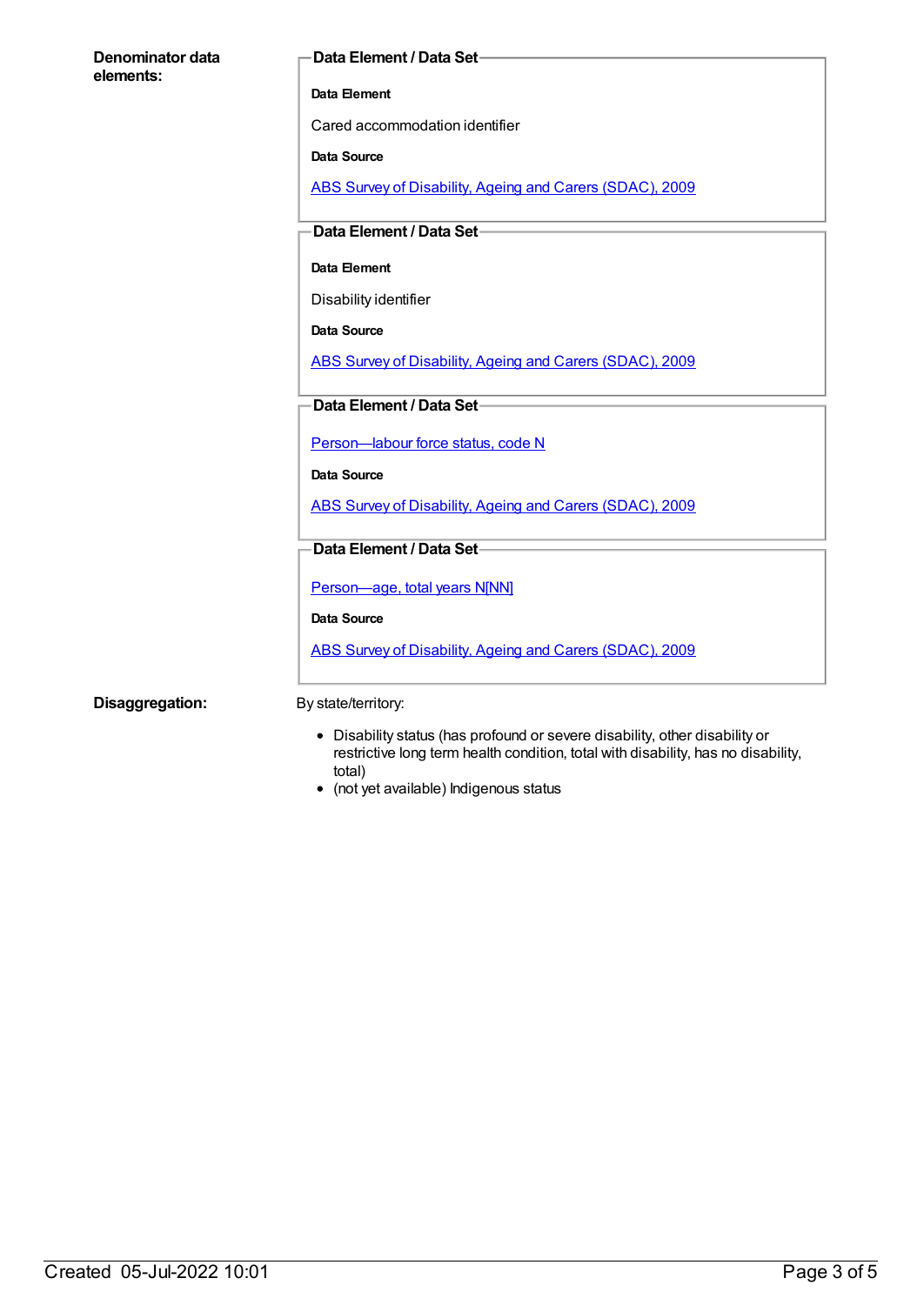**Denominator data elements:**

**Data Element / Data Set**

**Data Element**

Cared accommodation identifier

**Data Source**

ABS Survey of Disability, Ageing and Carers (SDAC), 2009

**Data Element / Data Set**

**Data Element**

Disability identifier

**Data Source**

ABS Survey of Disability, Ageing and Carers (SDAC), 2009

**Data Element / Data Set**

Person—labour force status, code N

**Data Source**

ABS Survey of Disability, Ageing and Carers (SDAC), 2009

**Data Element / Data Set**

Person—age, total years N[NN]

**Data Source**

ABS Survey of Disability, Ageing and Carers (SDAC), 2009

**Disaggregation:**

By state/territory:

- Disability status (has profound or severe disability, other disability or restrictive long term health condition, total with disability, has no disability, total)
- (not yet available) Indigenous status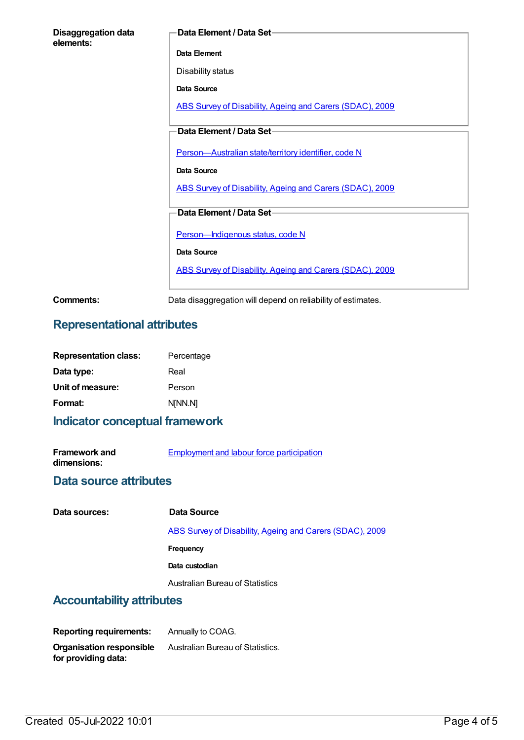**Disaggregation data elements:**

**Data Element / Data Set**

**Data Element**

Disability status

**Data Source**

ABS Survey of Disability, Ageing and Carers (SDAC), 2009

**Data Element / Data Set**

Person—Australian state/territory identifier, code N

**Data Source**

ABS Survey of Disability, Ageing and Carers (SDAC), 2009

**Data Element / Data Set**

Person—Indigenous status, code N

**Data Source**

ABS Survey of Disability, Ageing and Carers (SDAC), 2009

**Comments:** Data disaggregation will depend on reliability of estimates.

## Representational attributes

| | |
|---|---|
| **Representation class:** | Percentage |
| **Data type:** | Real |
| **Unit of measure:** | Person |
| **Format:** | N[NN.N] |

## Indicator conceptual framework

**Framework and dimensions:** Employment and labour force participation

## Data source attributes

**Data sources:**

**Data Source**

ABS Survey of Disability, Ageing and Carers (SDAC), 2009

**Frequency**

**Data custodian**

Australian Bureau of Statistics

## Accountability attributes

| | |
|---|---|
| **Reporting requirements:** | Annually to COAG. |
| **Organisation responsible for providing data:** | Australian Bureau of Statistics. |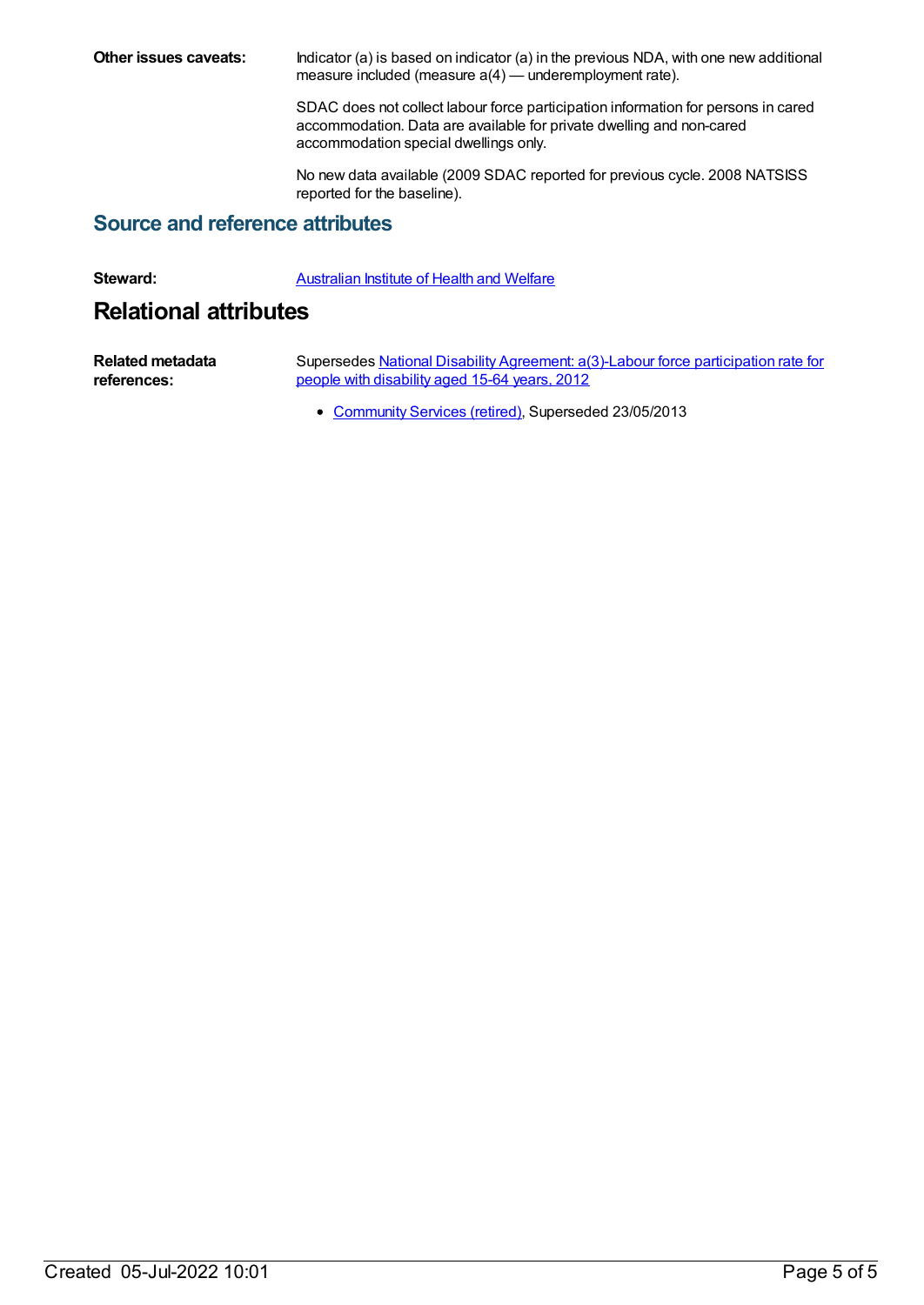**Other issues caveats:** Indicator (a) is based on indicator (a) in the previous NDA, with one new additional measure included (measure a(4) — underemployment rate).

SDAC does not collect labour force participation information for persons in cared accommodation. Data are available for private dwelling and non-cared accommodation special dwellings only.

No new data available (2009 SDAC reported for previous cycle. 2008 NATSISS reported for the baseline).

## Source and reference attributes

**Steward:** Australian Institute of Health and Welfare

# Relational attributes

**Related metadata references:** Supersedes National Disability Agreement: a(3)-Labour force participation rate for people with disability aged 15-64 years, 2012

- Community Services (retired), Superseded 23/05/2013